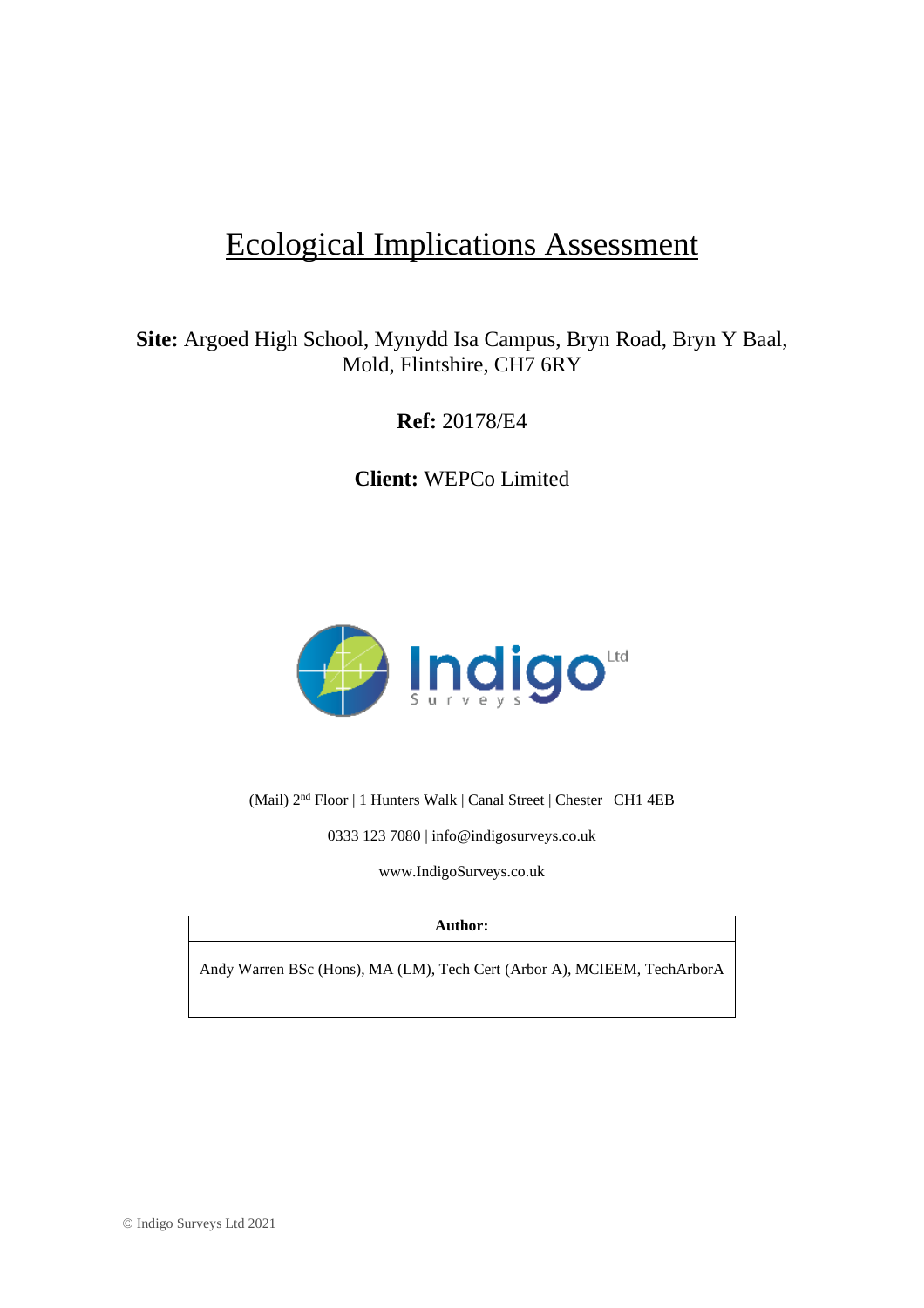# Ecological Implications Assessment

**Site:** Argoed High School, Mynydd Isa Campus, Bryn Road, Bryn Y Baal, Mold, Flintshire, CH7 6RY

**Ref:** 20178/E4

**Client:** WEPCo Limited

(Mail) 2nd Floor | 1 Hunters Walk | Canal Street | Chester | CH1 4EB

0333 123 7080 | info@indigosurveys.co.uk

www.IndigoSurveys.co.uk

| Author: |
| --- |
| Andy Warren BSc (Hons), MA (LM), Tech Cert (Arbor A), MCIEEM, TechArborA |

© Indigo Surveys Ltd 2021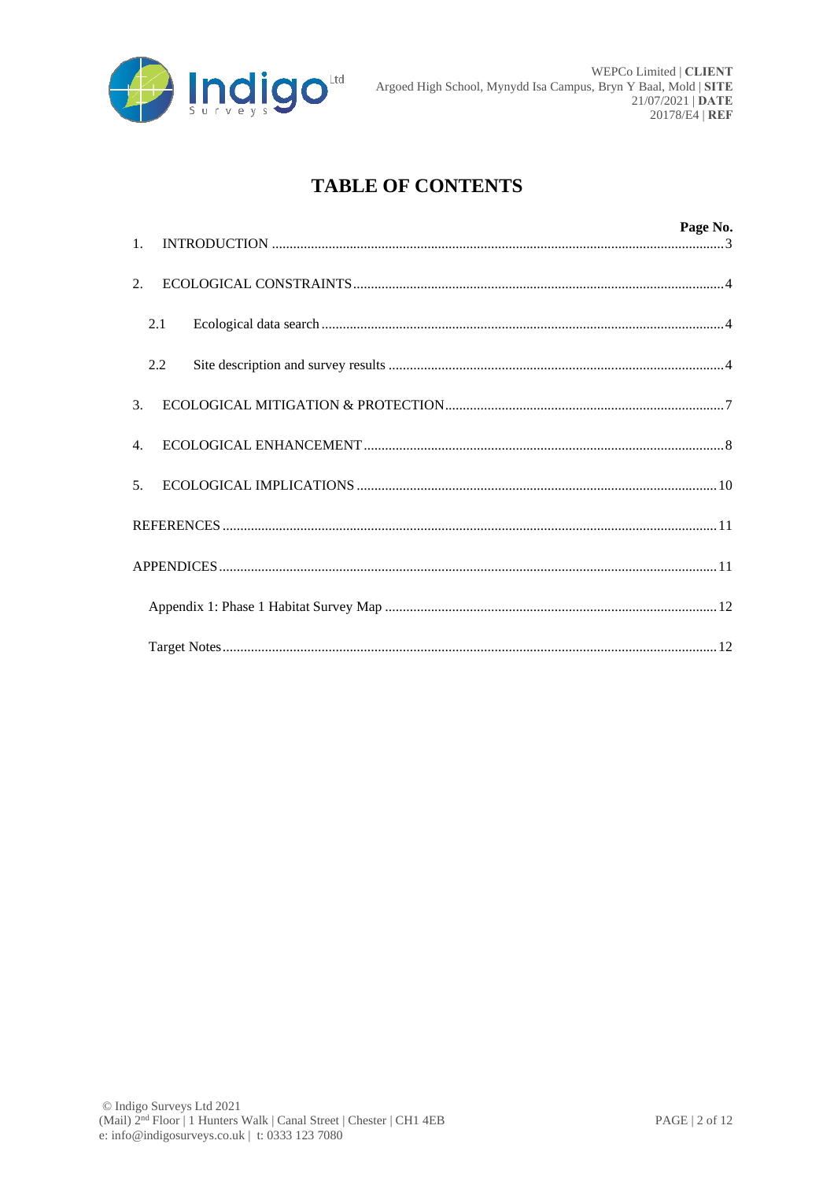# TABLE OF CONTENTS

| | Page No. |
|---|---|
| 1. INTRODUCTION | 3 |
| 2. ECOLOGICAL CONSTRAINTS | 4 |
| 2.1 Ecological data search | 4 |
| 2.2 Site description and survey results | 4 |
| 3. ECOLOGICAL MITIGATION & PROTECTION | 7 |
| 4. ECOLOGICAL ENHANCEMENT | 8 |
| 5. ECOLOGICAL IMPLICATIONS | 10 |
| REFERENCES | 11 |
| APPENDICES | 11 |
| Appendix 1: Phase 1 Habitat Survey Map | 12 |
| Target Notes | 12 |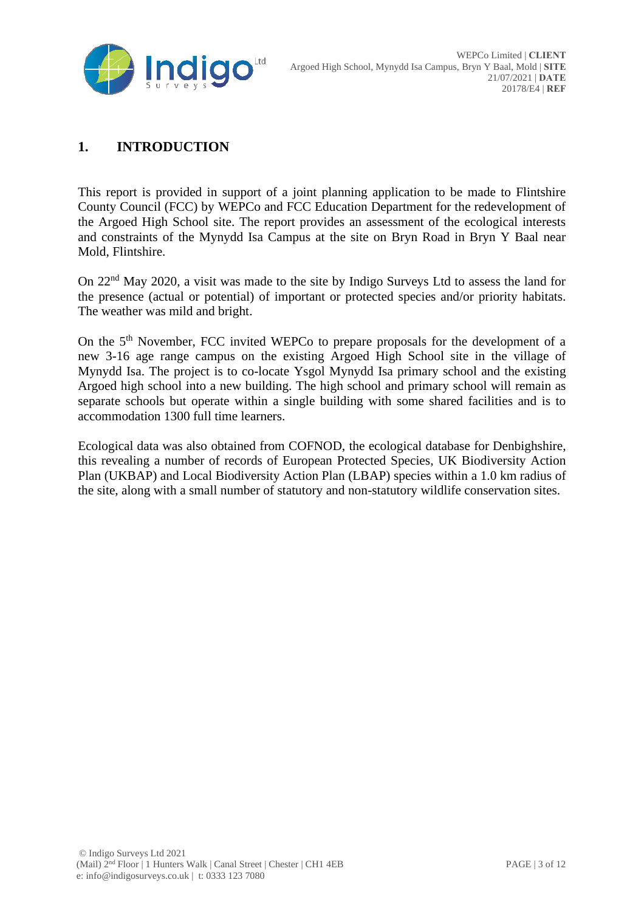# 1. INTRODUCTION

This report is provided in support of a joint planning application to be made to Flintshire County Council (FCC) by WEPCo and FCC Education Department for the redevelopment of the Argoed High School site. The report provides an assessment of the ecological interests and constraints of the Mynydd Isa Campus at the site on Bryn Road in Bryn Y Baal near Mold, Flintshire.

On 22nd May 2020, a visit was made to the site by Indigo Surveys Ltd to assess the land for the presence (actual or potential) of important or protected species and/or priority habitats. The weather was mild and bright.

On the 5th November, FCC invited WEPCo to prepare proposals for the development of a new 3-16 age range campus on the existing Argoed High School site in the village of Mynydd Isa. The project is to co-locate Ysgol Mynydd Isa primary school and the existing Argoed high school into a new building. The high school and primary school will remain as separate schools but operate within a single building with some shared facilities and is to accommodation 1300 full time learners.

Ecological data was also obtained from COFNOD, the ecological database for Denbighshire, this revealing a number of records of European Protected Species, UK Biodiversity Action Plan (UKBAP) and Local Biodiversity Action Plan (LBAP) species within a 1.0 km radius of the site, along with a small number of statutory and non-statutory wildlife conservation sites.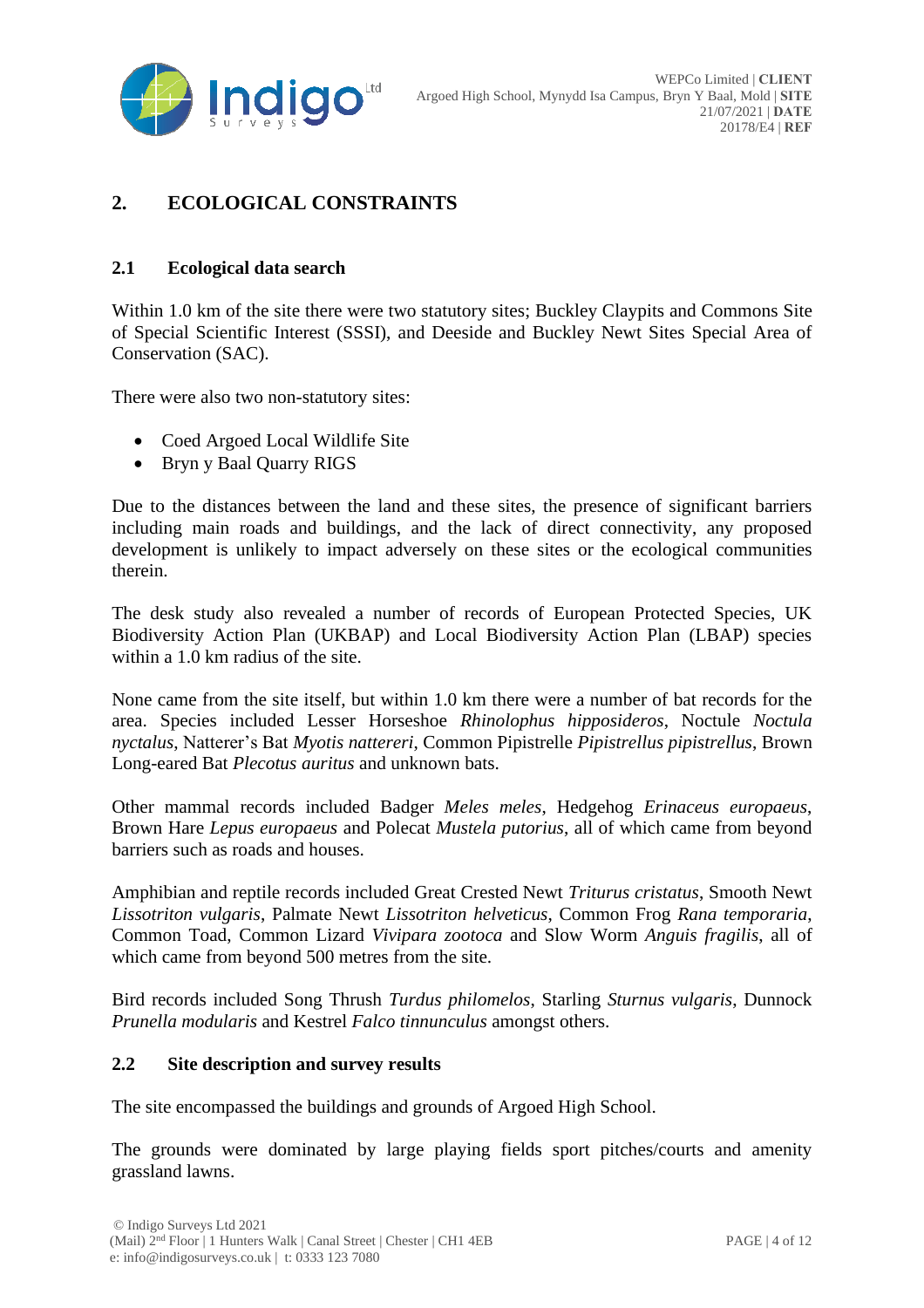## 2. ECOLOGICAL CONSTRAINTS

### 2.1 Ecological data search

Within 1.0 km of the site there were two statutory sites; Buckley Claypits and Commons Site of Special Scientific Interest (SSSI), and Deeside and Buckley Newt Sites Special Area of Conservation (SAC).

There were also two non-statutory sites:

- Coed Argoed Local Wildlife Site
- Bryn y Baal Quarry RIGS

Due to the distances between the land and these sites, the presence of significant barriers including main roads and buildings, and the lack of direct connectivity, any proposed development is unlikely to impact adversely on these sites or the ecological communities therein.

The desk study also revealed a number of records of European Protected Species, UK Biodiversity Action Plan (UKBAP) and Local Biodiversity Action Plan (LBAP) species within a 1.0 km radius of the site.

None came from the site itself, but within 1.0 km there were a number of bat records for the area. Species included Lesser Horseshoe *Rhinolophus hipposideros*, Noctule *Noctula nyctalus*, Natterer's Bat *Myotis nattereri*, Common Pipistrelle *Pipistrellus pipistrellus*, Brown Long-eared Bat *Plecotus auritus* and unknown bats.

Other mammal records included Badger *Meles meles*, Hedgehog *Erinaceus europaeus*, Brown Hare *Lepus europaeus* and Polecat *Mustela putorius*, all of which came from beyond barriers such as roads and houses.

Amphibian and reptile records included Great Crested Newt *Triturus cristatus*, Smooth Newt *Lissotriton vulgaris*, Palmate Newt *Lissotriton helveticus*, Common Frog *Rana temporaria*, Common Toad, Common Lizard *Vivipara zootoca* and Slow Worm *Anguis fragilis*, all of which came from beyond 500 metres from the site.

Bird records included Song Thrush *Turdus philomelos*, Starling *Sturnus vulgaris*, Dunnock *Prunella modularis* and Kestrel *Falco tinnunculus* amongst others.

### 2.2 Site description and survey results

The site encompassed the buildings and grounds of Argoed High School.

The grounds were dominated by large playing fields sport pitches/courts and amenity grassland lawns.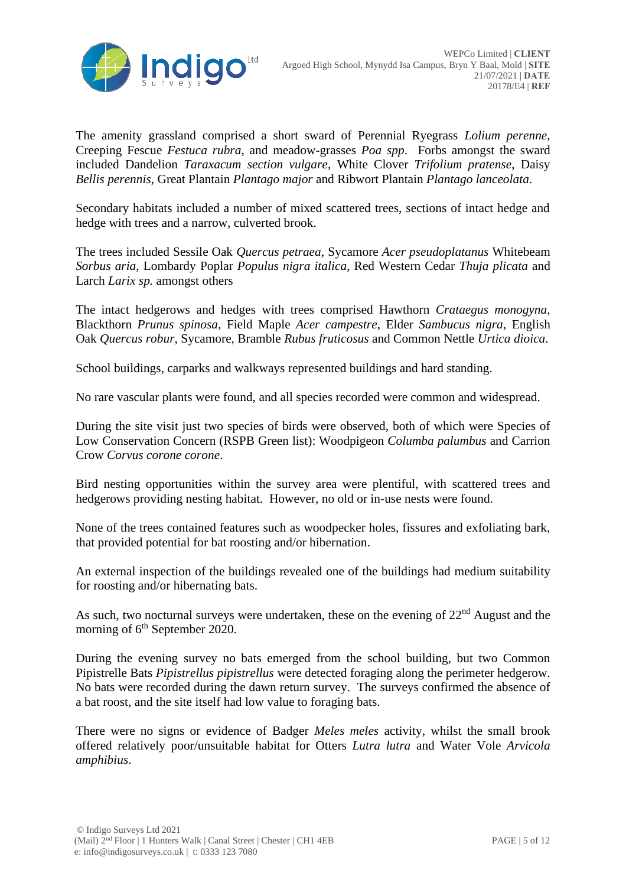The amenity grassland comprised a short sward of Perennial Ryegrass *Lolium perenne*, Creeping Fescue *Festuca rubra*, and meadow-grasses *Poa spp*. Forbs amongst the sward included Dandelion *Taraxacum section vulgare*, White Clover *Trifolium pratense*, Daisy *Bellis perennis*, Great Plantain *Plantago major* and Ribwort Plantain *Plantago lanceolata*.

Secondary habitats included a number of mixed scattered trees, sections of intact hedge and hedge with trees and a narrow, culverted brook.

The trees included Sessile Oak *Quercus petraea*, Sycamore *Acer pseudoplatanus* Whitebeam *Sorbus aria*, Lombardy Poplar *Populus nigra italica*, Red Western Cedar *Thuja plicata* and Larch *Larix sp.* amongst others

The intact hedgerows and hedges with trees comprised Hawthorn *Crataegus monogyna*, Blackthorn *Prunus spinosa*, Field Maple *Acer campestre*, Elder *Sambucus nigra*, English Oak *Quercus robur*, Sycamore, Bramble *Rubus fruticosus* and Common Nettle *Urtica dioica*.

School buildings, carparks and walkways represented buildings and hard standing.

No rare vascular plants were found, and all species recorded were common and widespread.

During the site visit just two species of birds were observed, both of which were Species of Low Conservation Concern (RSPB Green list): Woodpigeon *Columba palumbus* and Carrion Crow *Corvus corone corone*.

Bird nesting opportunities within the survey area were plentiful, with scattered trees and hedgerows providing nesting habitat. However, no old or in-use nests were found.

None of the trees contained features such as woodpecker holes, fissures and exfoliating bark, that provided potential for bat roosting and/or hibernation.

An external inspection of the buildings revealed one of the buildings had medium suitability for roosting and/or hibernating bats.

As such, two nocturnal surveys were undertaken, these on the evening of 22nd August and the morning of 6th September 2020.

During the evening survey no bats emerged from the school building, but two Common Pipistrelle Bats *Pipistrellus pipistrellus* were detected foraging along the perimeter hedgerow. No bats were recorded during the dawn return survey. The surveys confirmed the absence of a bat roost, and the site itself had low value to foraging bats.

There were no signs or evidence of Badger *Meles meles* activity, whilst the small brook offered relatively poor/unsuitable habitat for Otters *Lutra lutra* and Water Vole *Arvicola amphibius*.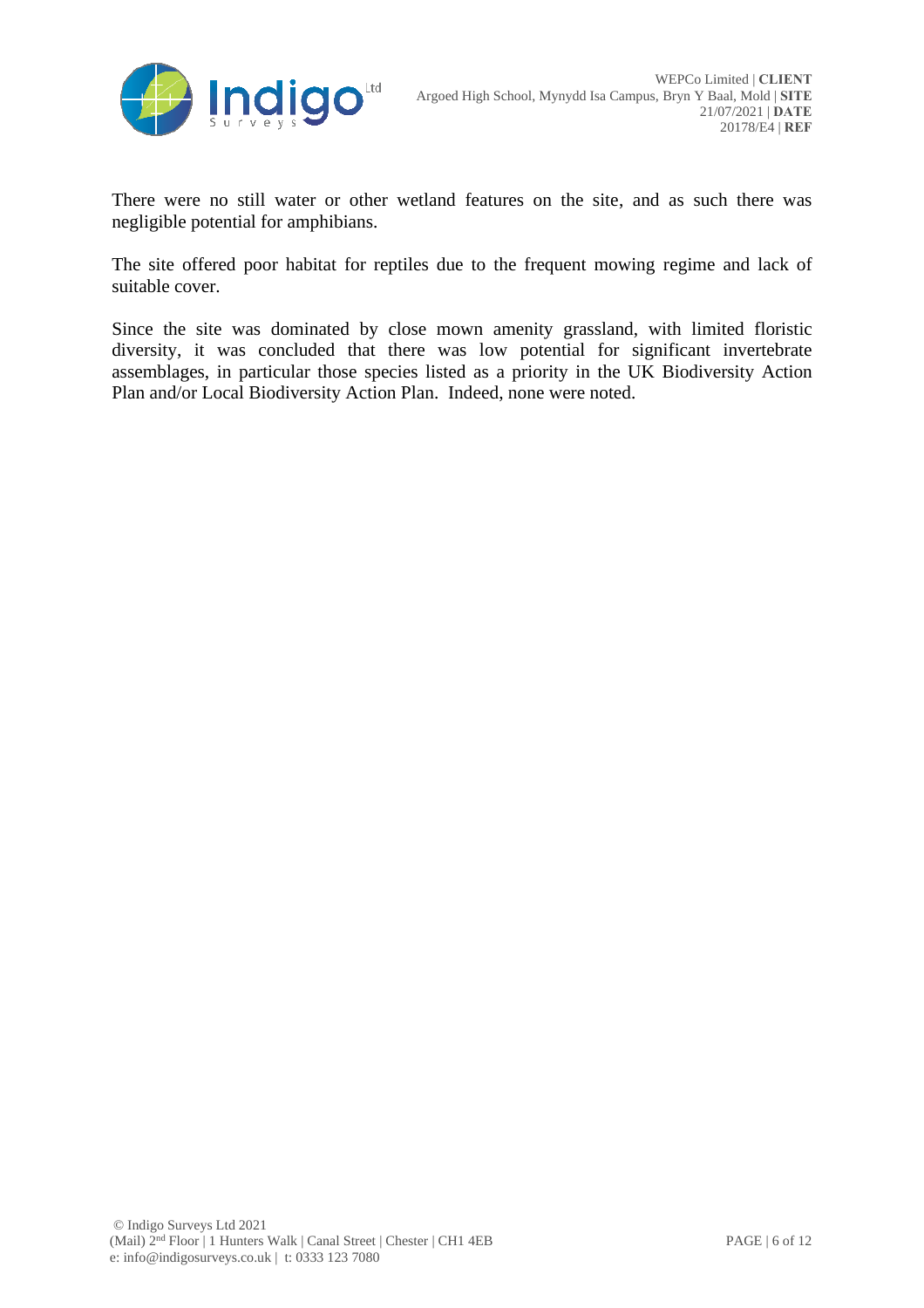There were no still water or other wetland features on the site, and as such there was negligible potential for amphibians.

The site offered poor habitat for reptiles due to the frequent mowing regime and lack of suitable cover.

Since the site was dominated by close mown amenity grassland, with limited floristic diversity, it was concluded that there was low potential for significant invertebrate assemblages, in particular those species listed as a priority in the UK Biodiversity Action Plan and/or Local Biodiversity Action Plan. Indeed, none were noted.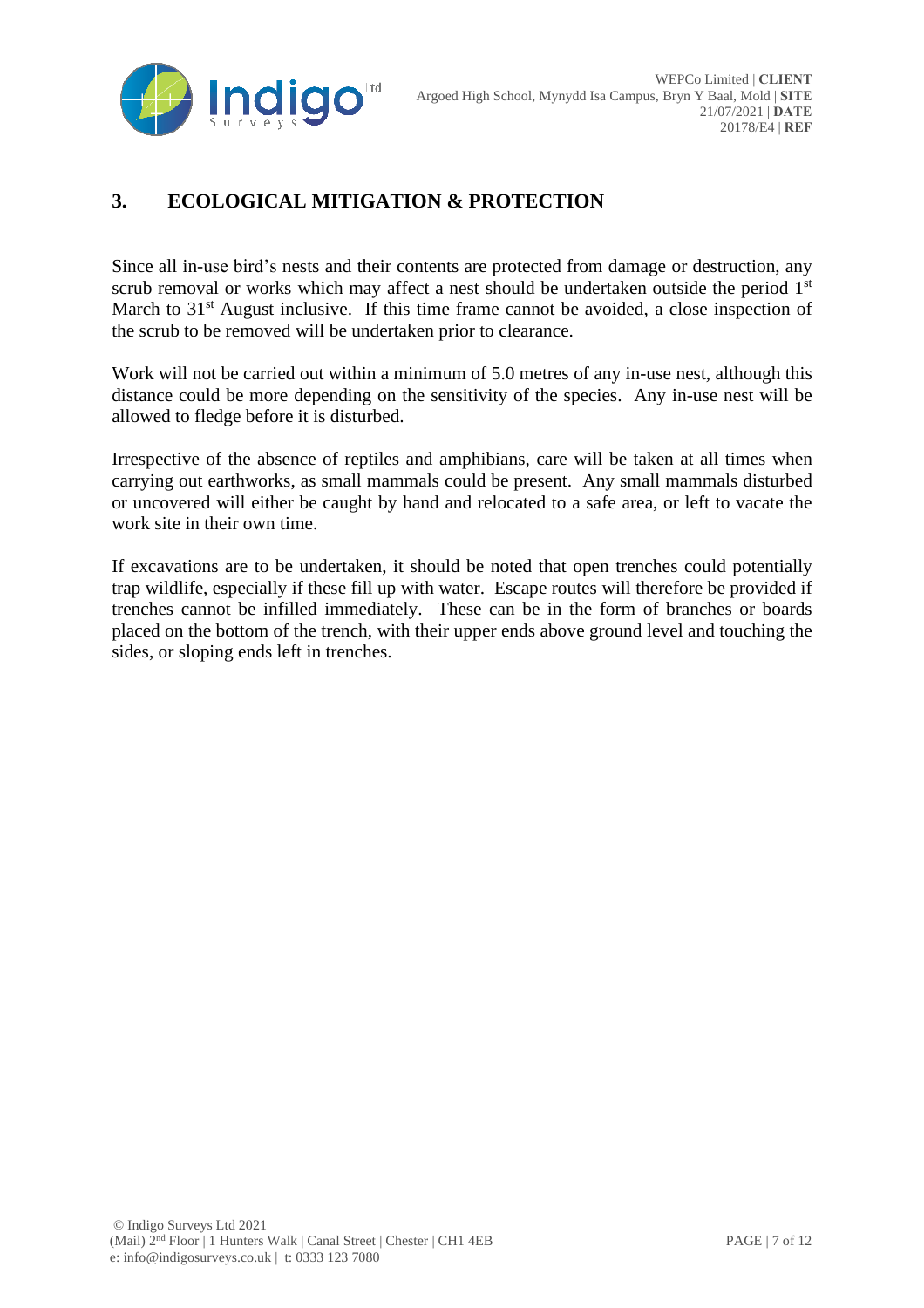## 3. ECOLOGICAL MITIGATION & PROTECTION

Since all in-use bird's nests and their contents are protected from damage or destruction, any scrub removal or works which may affect a nest should be undertaken outside the period 1st March to 31st August inclusive. If this time frame cannot be avoided, a close inspection of the scrub to be removed will be undertaken prior to clearance.

Work will not be carried out within a minimum of 5.0 metres of any in-use nest, although this distance could be more depending on the sensitivity of the species. Any in-use nest will be allowed to fledge before it is disturbed.

Irrespective of the absence of reptiles and amphibians, care will be taken at all times when carrying out earthworks, as small mammals could be present. Any small mammals disturbed or uncovered will either be caught by hand and relocated to a safe area, or left to vacate the work site in their own time.

If excavations are to be undertaken, it should be noted that open trenches could potentially trap wildlife, especially if these fill up with water. Escape routes will therefore be provided if trenches cannot be infilled immediately. These can be in the form of branches or boards placed on the bottom of the trench, with their upper ends above ground level and touching the sides, or sloping ends left in trenches.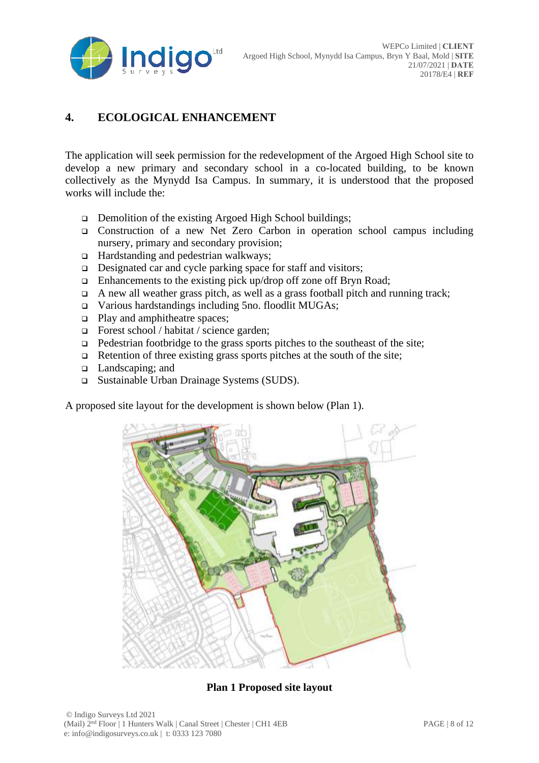## 4. ECOLOGICAL ENHANCEMENT

The application will seek permission for the redevelopment of the Argoed High School site to develop a new primary and secondary school in a co-located building, to be known collectively as the Mynydd Isa Campus. In summary, it is understood that the proposed works will include the:

- Demolition of the existing Argoed High School buildings;
- Construction of a new Net Zero Carbon in operation school campus including nursery, primary and secondary provision;
- Hardstanding and pedestrian walkways;
- Designated car and cycle parking space for staff and visitors;
- Enhancements to the existing pick up/drop off zone off Bryn Road;
- A new all weather grass pitch, as well as a grass football pitch and running track;
- Various hardstandings including 5no. floodlit MUGAs;
- Play and amphitheatre spaces;
- Forest school / habitat / science garden;
- Pedestrian footbridge to the grass sports pitches to the southeast of the site;
- Retention of three existing grass sports pitches at the south of the site;
- Landscaping; and
- Sustainable Urban Drainage Systems (SUDS).

A proposed site layout for the development is shown below (Plan 1).

**Plan 1 Proposed site layout**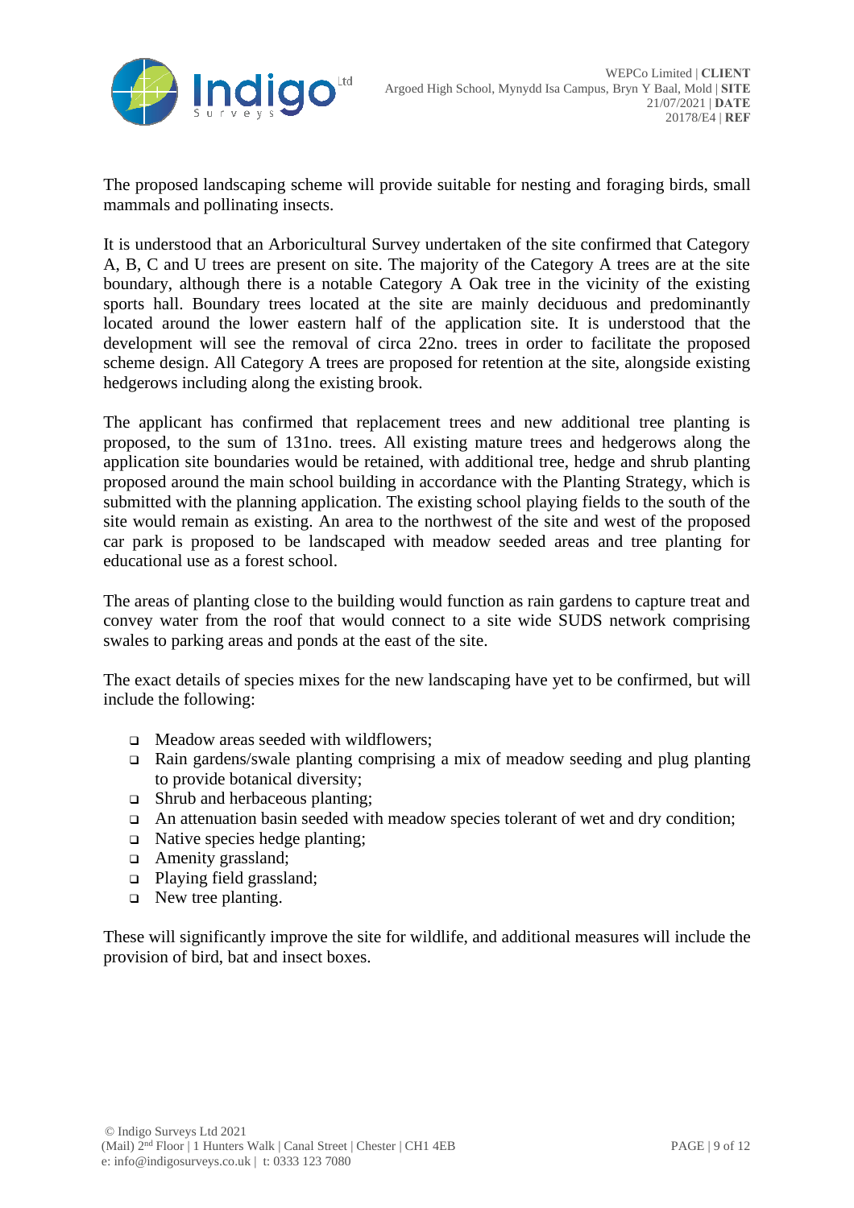The proposed landscaping scheme will provide suitable for nesting and foraging birds, small mammals and pollinating insects.

It is understood that an Arboricultural Survey undertaken of the site confirmed that Category A, B, C and U trees are present on site. The majority of the Category A trees are at the site boundary, although there is a notable Category A Oak tree in the vicinity of the existing sports hall. Boundary trees located at the site are mainly deciduous and predominantly located around the lower eastern half of the application site. It is understood that the development will see the removal of circa 22no. trees in order to facilitate the proposed scheme design. All Category A trees are proposed for retention at the site, alongside existing hedgerows including along the existing brook.

The applicant has confirmed that replacement trees and new additional tree planting is proposed, to the sum of 131no. trees. All existing mature trees and hedgerows along the application site boundaries would be retained, with additional tree, hedge and shrub planting proposed around the main school building in accordance with the Planting Strategy, which is submitted with the planning application. The existing school playing fields to the south of the site would remain as existing. An area to the northwest of the site and west of the proposed car park is proposed to be landscaped with meadow seeded areas and tree planting for educational use as a forest school.

The areas of planting close to the building would function as rain gardens to capture treat and convey water from the roof that would connect to a site wide SUDS network comprising swales to parking areas and ponds at the east of the site.

The exact details of species mixes for the new landscaping have yet to be confirmed, but will include the following:

- Meadow areas seeded with wildflowers;
- Rain gardens/swale planting comprising a mix of meadow seeding and plug planting to provide botanical diversity;
- Shrub and herbaceous planting;
- An attenuation basin seeded with meadow species tolerant of wet and dry condition;
- Native species hedge planting;
- Amenity grassland;
- Playing field grassland;
- New tree planting.

These will significantly improve the site for wildlife, and additional measures will include the provision of bird, bat and insect boxes.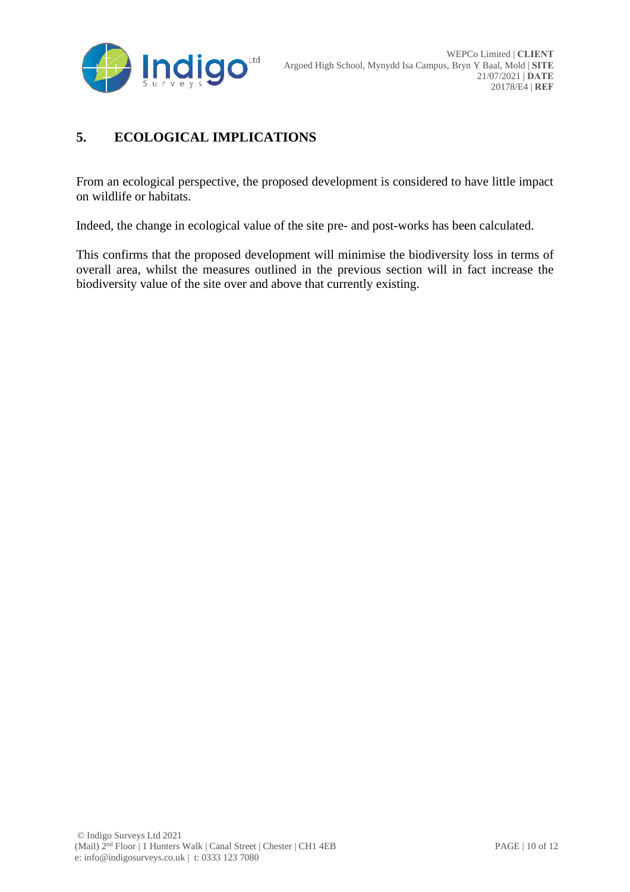## 5. ECOLOGICAL IMPLICATIONS

From an ecological perspective, the proposed development is considered to have little impact on wildlife or habitats.

Indeed, the change in ecological value of the site pre- and post-works has been calculated.

This confirms that the proposed development will minimise the biodiversity loss in terms of overall area, whilst the measures outlined in the previous section will in fact increase the biodiversity value of the site over and above that currently existing.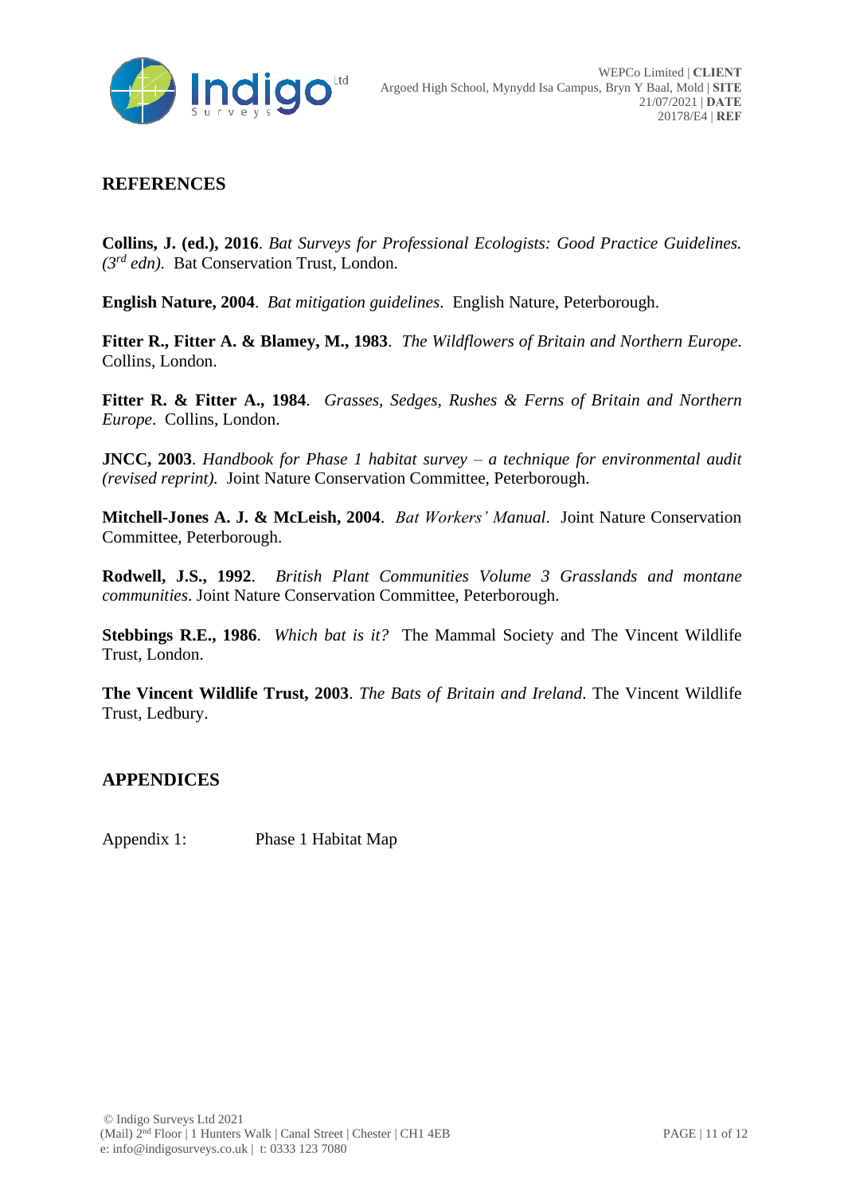## REFERENCES

**Collins, J. (ed.), 2016**. *Bat Surveys for Professional Ecologists: Good Practice Guidelines. (3rd edn).* Bat Conservation Trust, London.

**English Nature, 2004**. *Bat mitigation guidelines*. English Nature, Peterborough.

**Fitter R., Fitter A. & Blamey, M., 1983**. *The Wildflowers of Britain and Northern Europe*. Collins, London.

**Fitter R. & Fitter A., 1984**. *Grasses, Sedges, Rushes & Ferns of Britain and Northern Europe*. Collins, London.

**JNCC, 2003**. *Handbook for Phase 1 habitat survey – a technique for environmental audit (revised reprint).* Joint Nature Conservation Committee, Peterborough.

**Mitchell-Jones A. J. & McLeish, 2004**. *Bat Workers' Manual*. Joint Nature Conservation Committee, Peterborough.

**Rodwell, J.S., 1992**. *British Plant Communities Volume 3 Grasslands and montane communities*. Joint Nature Conservation Committee, Peterborough.

**Stebbings R.E., 1986**. *Which bat is it?* The Mammal Society and The Vincent Wildlife Trust, London.

**The Vincent Wildlife Trust, 2003**. *The Bats of Britain and Ireland*. The Vincent Wildlife Trust, Ledbury.

## APPENDICES

Appendix 1: Phase 1 Habitat Map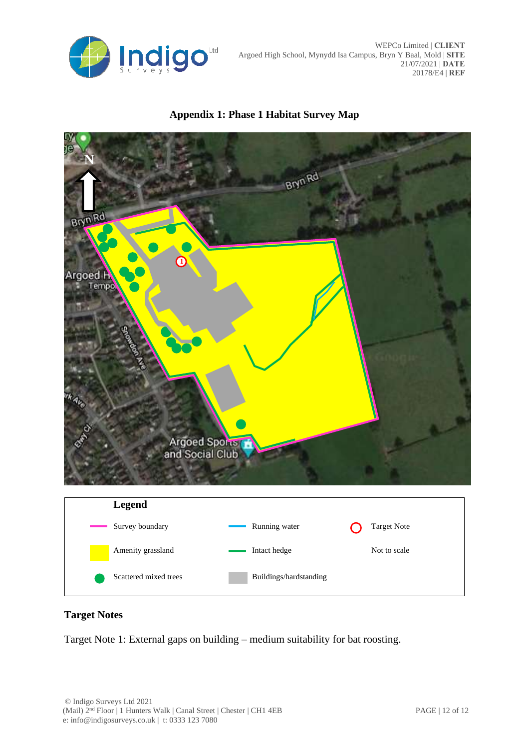## Appendix 1: Phase 1 Habitat Survey Map

Bryn Rd

Bryn Rd

N

Argoed H

Tempo

Snowdon Ave

Argoed Sports and Social Club

1

**Legend**

| | | |
|---|---|---|
| Survey boundary | Running water | Target Note |
| Amenity grassland | Intact hedge | Not to scale |
| Scattered mixed trees | Buildings/hardstanding | |

### Target Notes

Target Note 1: External gaps on building – medium suitability for bat roosting.